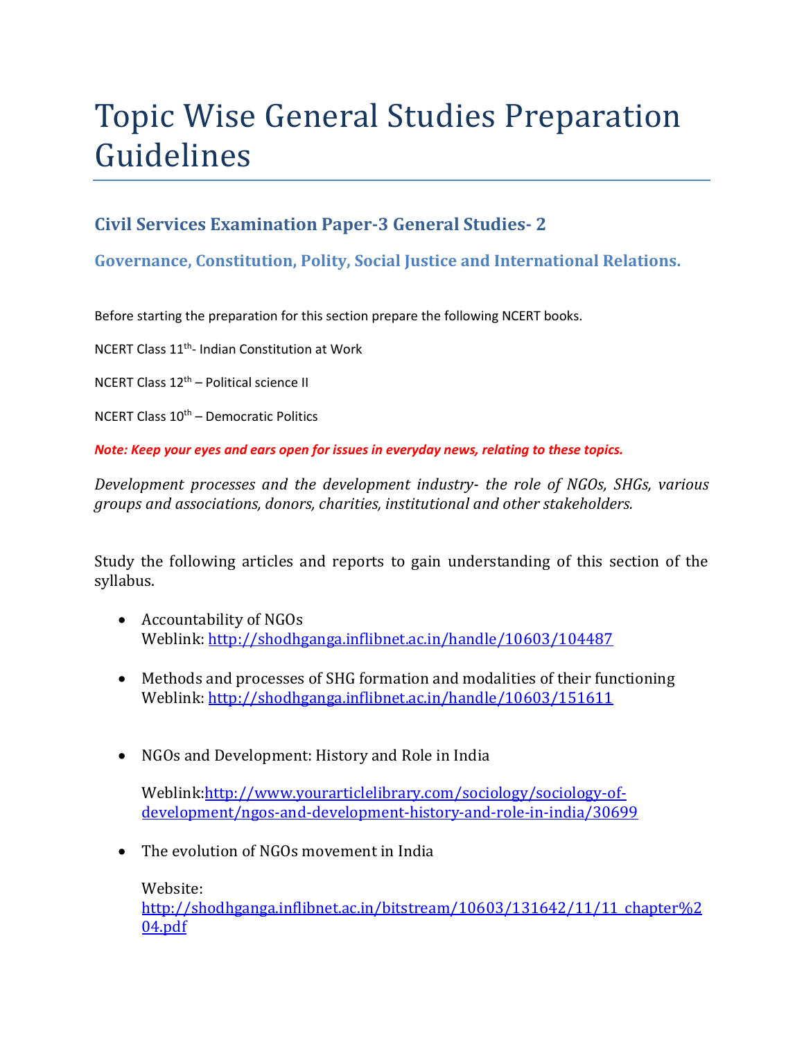# Topic Wise General Studies Preparation Guidelines

## Civil Services Examination Paper-3 General Studies- 2

### Governance, Constitution, Polity, Social Justice and International Relations.

Before starting the preparation for this section prepare the following NCERT books.

NCERT Class 11th- Indian Constitution at Work

NCERT Class 12th – Political science II

NCERT Class 10th – Democratic Politics

***Note: Keep your eyes and ears open for issues in everyday news, relating to these topics.***

*Development processes and the development industry- the role of NGOs, SHGs, various groups and associations, donors, charities, institutional and other stakeholders.*

Study the following articles and reports to gain understanding of this section of the syllabus.

- Accountability of NGOs
  Weblink: http://shodhganga.inflibnet.ac.in/handle/10603/104487

- Methods and processes of SHG formation and modalities of their functioning
  Weblink: http://shodhganga.inflibnet.ac.in/handle/10603/151611

- NGOs and Development: History and Role in India

  Weblink:http://www.yourarticlelibrary.com/sociology/sociology-of-development/ngos-and-development-history-and-role-in-india/30699

- The evolution of NGOs movement in India

  Website:
  http://shodhganga.inflibnet.ac.in/bitstream/10603/131642/11/11_chapter%204.pdf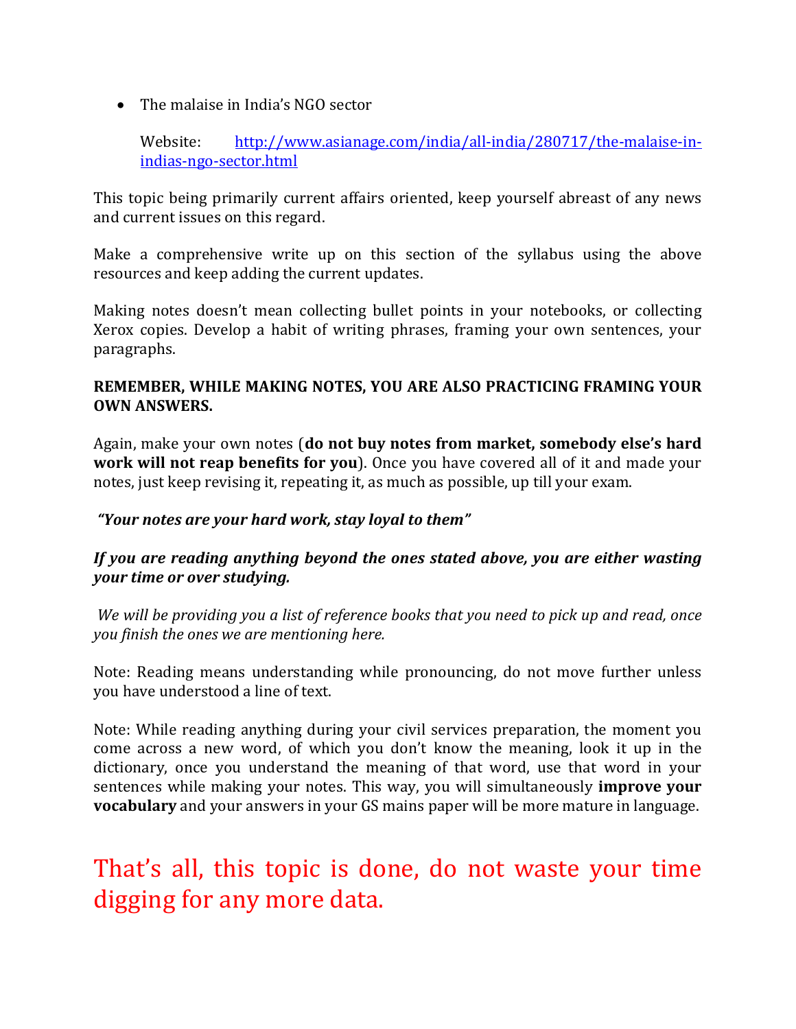- The malaise in India's NGO sector

  Website: [http://www.asianage.com/india/all-india/280717/the-malaise-in-indias-ngo-sector.html](http://www.asianage.com/india/all-india/280717/the-malaise-in-indias-ngo-sector.html)

This topic being primarily current affairs oriented, keep yourself abreast of any news and current issues on this regard.

Make a comprehensive write up on this section of the syllabus using the above resources and keep adding the current updates.

Making notes doesn't mean collecting bullet points in your notebooks, or collecting Xerox copies. Develop a habit of writing phrases, framing your own sentences, your paragraphs.

**REMEMBER, WHILE MAKING NOTES, YOU ARE ALSO PRACTICING FRAMING YOUR OWN ANSWERS.**

Again, make your own notes (**do not buy notes from market, somebody else's hard work will not reap benefits for you**). Once you have covered all of it and made your notes, just keep revising it, repeating it, as much as possible, up till your exam.

***"Your notes are your hard work, stay loyal to them"***

***If you are reading anything beyond the ones stated above, you are either wasting your time or over studying.***

*We will be providing you a list of reference books that you need to pick up and read, once you finish the ones we are mentioning here.*

Note: Reading means understanding while pronouncing, do not move further unless you have understood a line of text.

Note: While reading anything during your civil services preparation, the moment you come across a new word, of which you don't know the meaning, look it up in the dictionary, once you understand the meaning of that word, use that word in your sentences while making your notes. This way, you will simultaneously **improve your vocabulary** and your answers in your GS mains paper will be more mature in language.

## That's all, this topic is done, do not waste your time digging for any more data.